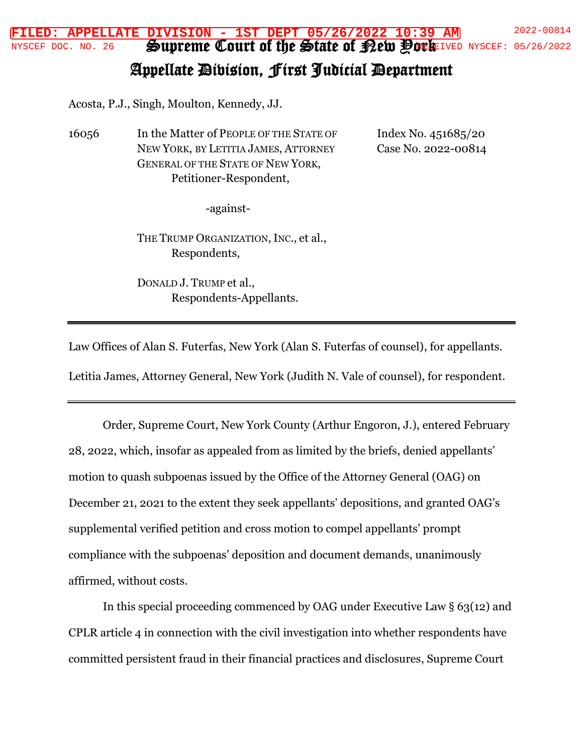# Supreme Court of the State of New York
## Appellate Division, First Judicial Department

Acosta, P.J., Singh, Moulton, Kennedy, JJ.

16056 In the Matter of PEOPLE OF THE STATE OF NEW YORK, BY LETITIA JAMES, ATTORNEY GENERAL OF THE STATE OF NEW YORK,
Petitioner-Respondent,

Index No. 451685/20
Case No. 2022-00814

-against-

THE TRUMP ORGANIZATION, INC., et al.,
Respondents,

DONALD J. TRUMP et al.,
Respondents-Appellants.

---

Law Offices of Alan S. Futerfas, New York (Alan S. Futerfas of counsel), for appellants.

Letitia James, Attorney General, New York (Judith N. Vale of counsel), for respondent.

---

Order, Supreme Court, New York County (Arthur Engoron, J.), entered February 28, 2022, which, insofar as appealed from as limited by the briefs, denied appellants' motion to quash subpoenas issued by the Office of the Attorney General (OAG) on December 21, 2021 to the extent they seek appellants' depositions, and granted OAG's supplemental verified petition and cross motion to compel appellants' prompt compliance with the subpoenas' deposition and document demands, unanimously affirmed, without costs.

In this special proceeding commenced by OAG under Executive Law § 63(12) and CPLR article 4 in connection with the civil investigation into whether respondents have committed persistent fraud in their financial practices and disclosures, Supreme Court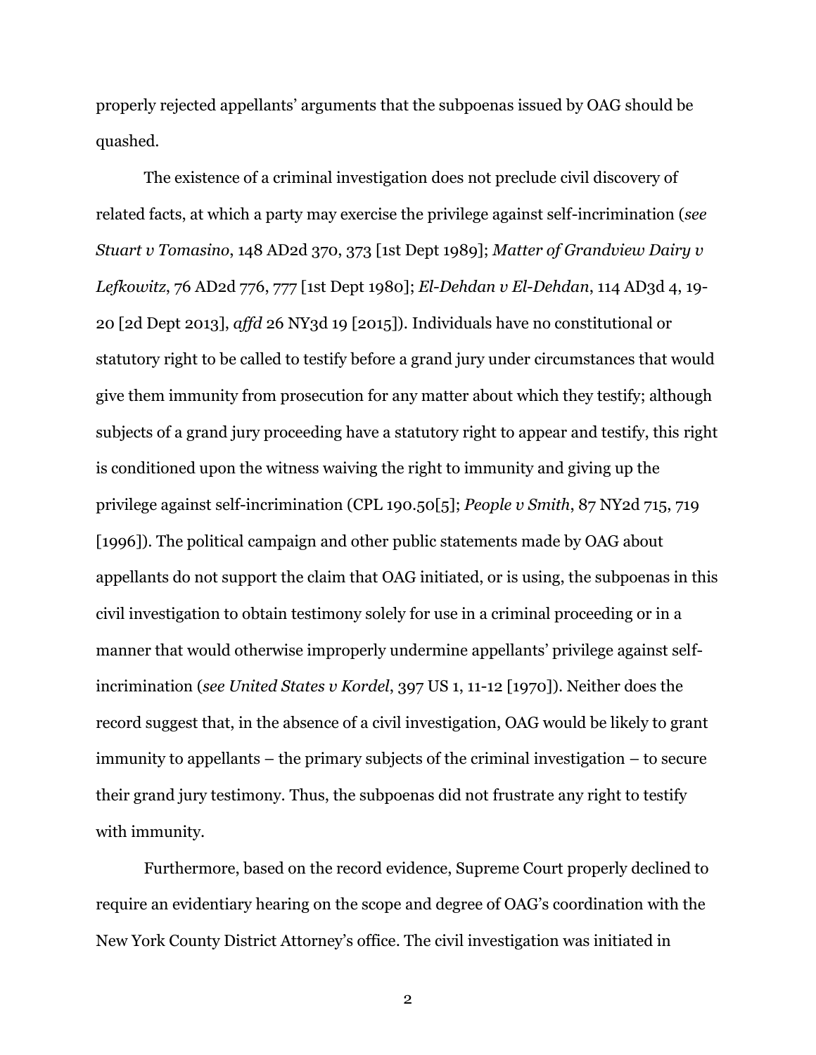properly rejected appellants' arguments that the subpoenas issued by OAG should be quashed.

The existence of a criminal investigation does not preclude civil discovery of related facts, at which a party may exercise the privilege against self-incrimination (*see Stuart v Tomasino*, 148 AD2d 370, 373 [1st Dept 1989]; *Matter of Grandview Dairy v Lefkowitz*, 76 AD2d 776, 777 [1st Dept 1980]; *El-Dehdan v El-Dehdan*, 114 AD3d 4, 19-20 [2d Dept 2013], *affd* 26 NY3d 19 [2015]). Individuals have no constitutional or statutory right to be called to testify before a grand jury under circumstances that would give them immunity from prosecution for any matter about which they testify; although subjects of a grand jury proceeding have a statutory right to appear and testify, this right is conditioned upon the witness waiving the right to immunity and giving up the privilege against self-incrimination (CPL 190.50[5]; *People v Smith*, 87 NY2d 715, 719 [1996]). The political campaign and other public statements made by OAG about appellants do not support the claim that OAG initiated, or is using, the subpoenas in this civil investigation to obtain testimony solely for use in a criminal proceeding or in a manner that would otherwise improperly undermine appellants' privilege against self-incrimination (*see United States v Kordel*, 397 US 1, 11-12 [1970]). Neither does the record suggest that, in the absence of a civil investigation, OAG would be likely to grant immunity to appellants – the primary subjects of the criminal investigation – to secure their grand jury testimony. Thus, the subpoenas did not frustrate any right to testify with immunity.

Furthermore, based on the record evidence, Supreme Court properly declined to require an evidentiary hearing on the scope and degree of OAG's coordination with the New York County District Attorney's office. The civil investigation was initiated in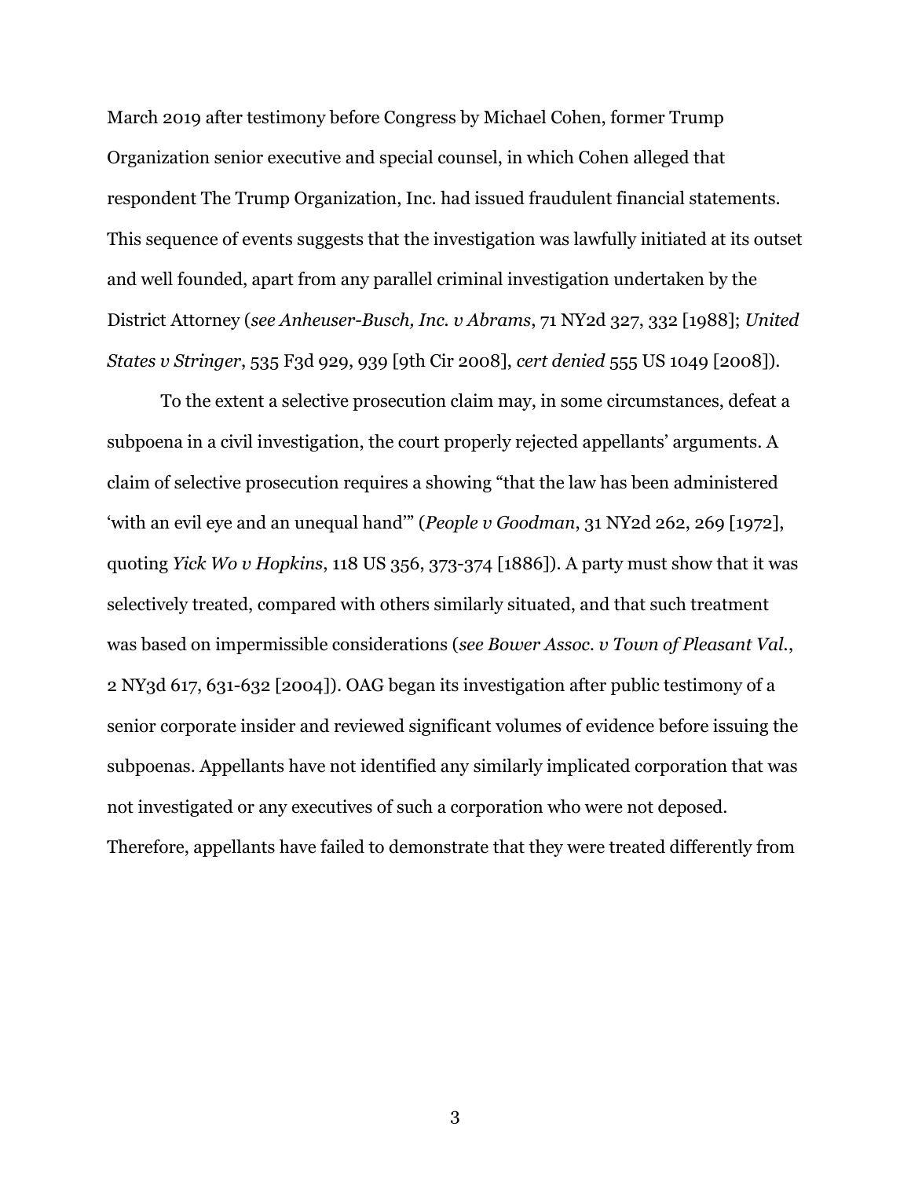March 2019 after testimony before Congress by Michael Cohen, former Trump Organization senior executive and special counsel, in which Cohen alleged that respondent The Trump Organization, Inc. had issued fraudulent financial statements. This sequence of events suggests that the investigation was lawfully initiated at its outset and well founded, apart from any parallel criminal investigation undertaken by the District Attorney (*see Anheuser-Busch, Inc. v Abrams*, 71 NY2d 327, 332 [1988]; *United States v Stringer*, 535 F3d 929, 939 [9th Cir 2008], *cert denied* 555 US 1049 [2008]).

To the extent a selective prosecution claim may, in some circumstances, defeat a subpoena in a civil investigation, the court properly rejected appellants' arguments. A claim of selective prosecution requires a showing "that the law has been administered 'with an evil eye and an unequal hand'" (*People v Goodman*, 31 NY2d 262, 269 [1972], quoting *Yick Wo v Hopkins*, 118 US 356, 373-374 [1886]). A party must show that it was selectively treated, compared with others similarly situated, and that such treatment was based on impermissible considerations (*see Bower Assoc. v Town of Pleasant Val.*, 2 NY3d 617, 631-632 [2004]). OAG began its investigation after public testimony of a senior corporate insider and reviewed significant volumes of evidence before issuing the subpoenas. Appellants have not identified any similarly implicated corporation that was not investigated or any executives of such a corporation who were not deposed. Therefore, appellants have failed to demonstrate that they were treated differently from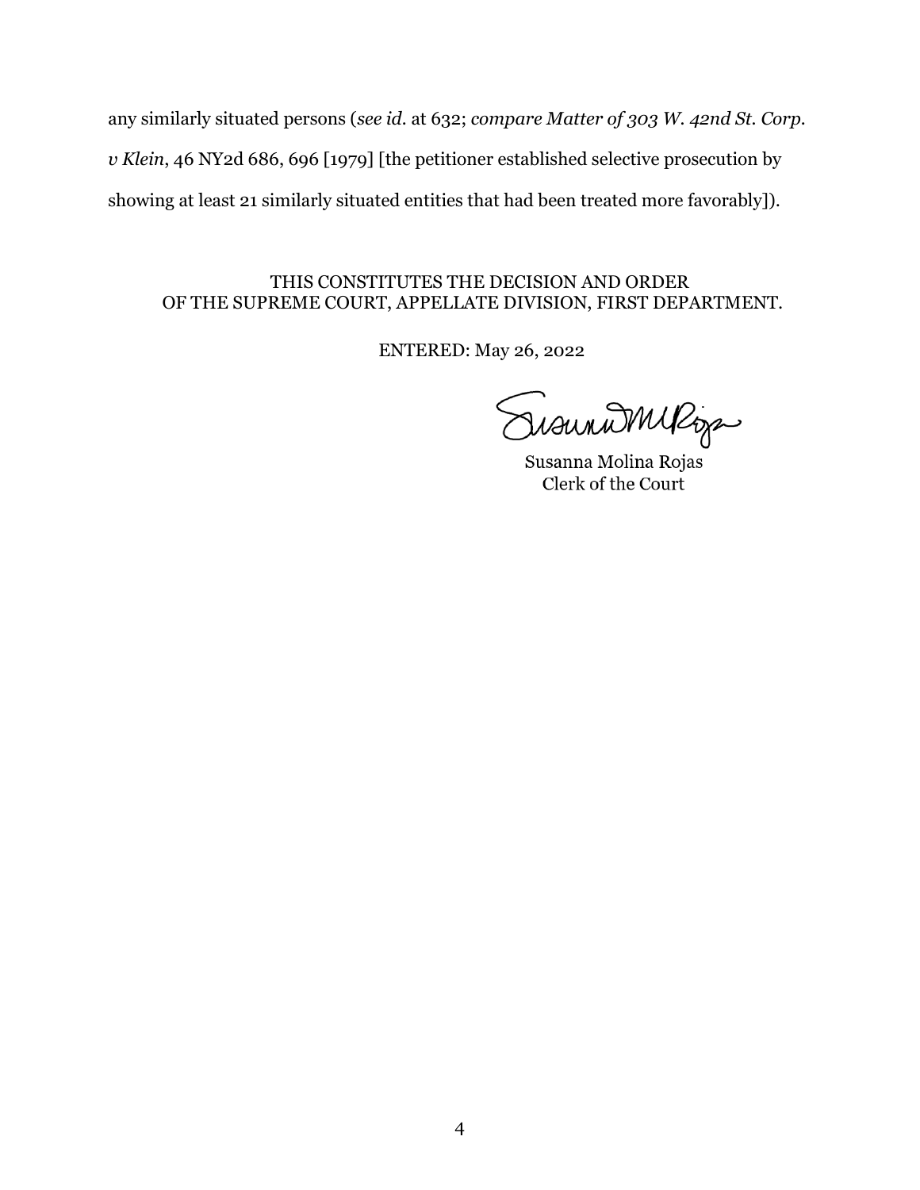any similarly situated persons (*see id.* at 632; *compare Matter of 303 W. 42nd St. Corp. v Klein*, 46 NY2d 686, 696 [1979] [the petitioner established selective prosecution by showing at least 21 similarly situated entities that had been treated more favorably]).

THIS CONSTITUTES THE DECISION AND ORDER
OF THE SUPREME COURT, APPELLATE DIVISION, FIRST DEPARTMENT.

ENTERED: May 26, 2022

Susanna Molina Rojas
Clerk of the Court